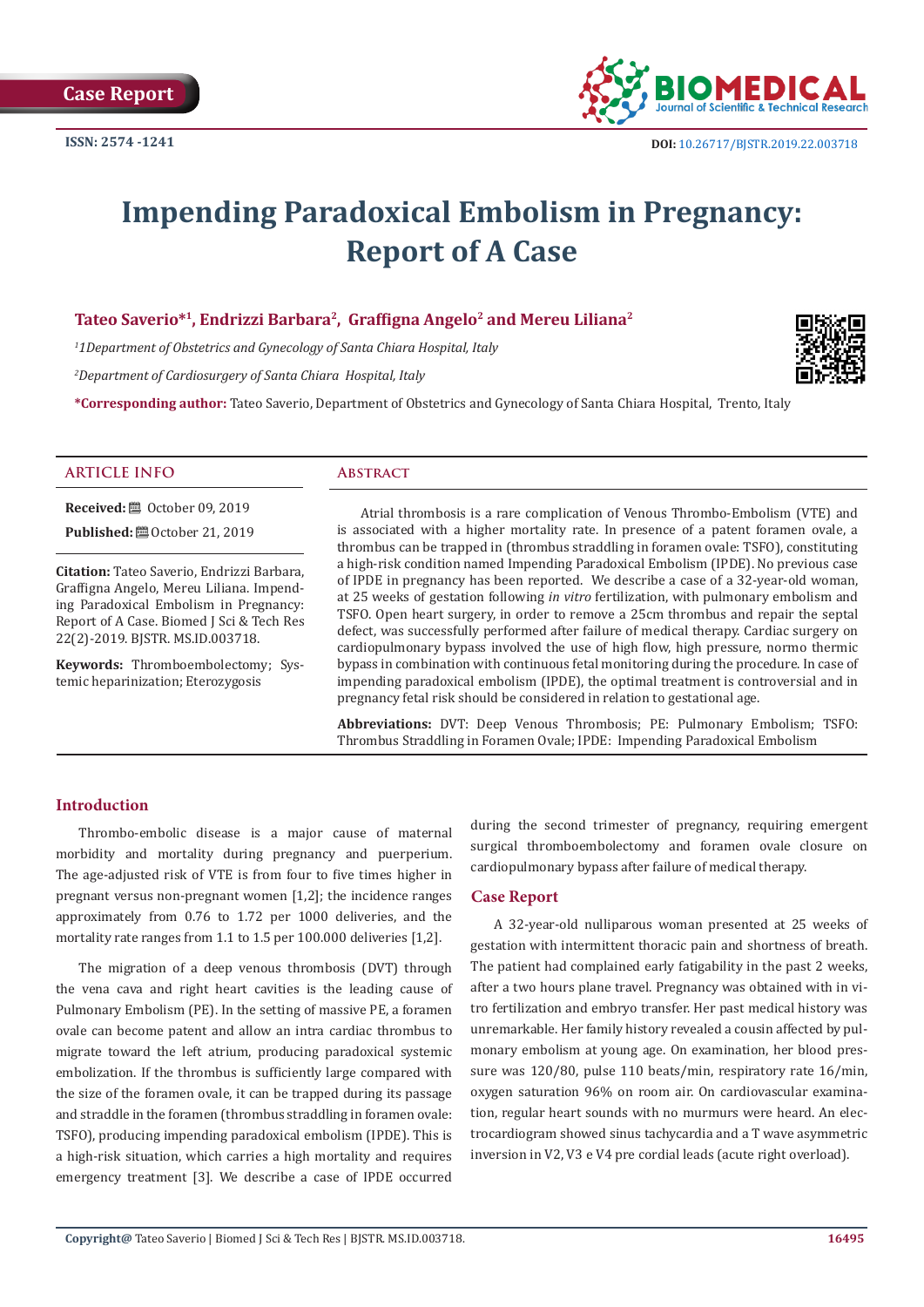Case Report

ISSN: 2574 -1241

DOI: 10.26717/BJSTR.2019.22.003718

# Impending Paradoxical Embolism in Pregnancy: Report of A Case

**Tateo Saverio*[1], Endrizzi Barbara[2], Graffigna Angelo[2] and Mereu Liliana[2]**

[1]1Department of Obstetrics and Gynecology of Santa Chiara Hospital, Italy

[2]Department of Cardiosurgery of Santa Chiara Hospital, Italy

***Corresponding author:** Tateo Saverio, Department of Obstetrics and Gynecology of Santa Chiara Hospital, Trento, Italy

## ARTICLE INFO

**Received:** October 09, 2019

**Published:** October 21, 2019

**Citation:** Tateo Saverio, Endrizzi Barbara, Graffigna Angelo, Mereu Liliana. Impending Paradoxical Embolism in Pregnancy: Report of A Case. Biomed J Sci & Tech Res 22(2)-2019. BJSTR. MS.ID.003718.

**Keywords:** Thromboembolectomy; Systemic heparinization; Eterozygosis

## Abstract

Atrial thrombosis is a rare complication of Venous Thrombo-Embolism (VTE) and is associated with a higher mortality rate. In presence of a patent foramen ovale, a thrombus can be trapped in (thrombus straddling in foramen ovale: TSFO), constituting a high-risk condition named Impending Paradoxical Embolism (IPDE). No previous case of IPDE in pregnancy has been reported. We describe a case of a 32-year-old woman, at 25 weeks of gestation following *in vitro* fertilization, with pulmonary embolism and TSFO. Open heart surgery, in order to remove a 25cm thrombus and repair the septal defect, was successfully performed after failure of medical therapy. Cardiac surgery on cardiopulmonary bypass involved the use of high flow, high pressure, normo thermic bypass in combination with continuous fetal monitoring during the procedure. In case of impending paradoxical embolism (IPDE), the optimal treatment is controversial and in pregnancy fetal risk should be considered in relation to gestational age.

**Abbreviations:** DVT: Deep Venous Thrombosis; PE: Pulmonary Embolism; TSFO: Thrombus Straddling in Foramen Ovale; IPDE: Impending Paradoxical Embolism

## Introduction

Thrombo-embolic disease is a major cause of maternal morbidity and mortality during pregnancy and puerperium. The age-adjusted risk of VTE is from four to five times higher in pregnant versus non-pregnant women [1,2]; the incidence ranges approximately from 0.76 to 1.72 per 1000 deliveries, and the mortality rate ranges from 1.1 to 1.5 per 100.000 deliveries [1,2].

The migration of a deep venous thrombosis (DVT) through the vena cava and right heart cavities is the leading cause of Pulmonary Embolism (PE). In the setting of massive PE, a foramen ovale can become patent and allow an intra cardiac thrombus to migrate toward the left atrium, producing paradoxical systemic embolization. If the thrombus is sufficiently large compared with the size of the foramen ovale, it can be trapped during its passage and straddle in the foramen (thrombus straddling in foramen ovale: TSFO), producing impending paradoxical embolism (IPDE). This is a high-risk situation, which carries a high mortality and requires emergency treatment [3]. We describe a case of IPDE occurred during the second trimester of pregnancy, requiring emergent surgical thromboembolectomy and foramen ovale closure on cardiopulmonary bypass after failure of medical therapy.

## Case Report

A 32-year-old nulliparous woman presented at 25 weeks of gestation with intermittent thoracic pain and shortness of breath. The patient had complained early fatigability in the past 2 weeks, after a two hours plane travel. Pregnancy was obtained with in vitro fertilization and embryo transfer. Her past medical history was unremarkable. Her family history revealed a cousin affected by pulmonary embolism at young age. On examination, her blood pressure was 120/80, pulse 110 beats/min, respiratory rate 16/min, oxygen saturation 96% on room air. On cardiovascular examination, regular heart sounds with no murmurs were heard. An electrocardiogram showed sinus tachycardia and a T wave asymmetric inversion in V2, V3 e V4 pre cordial leads (acute right overload).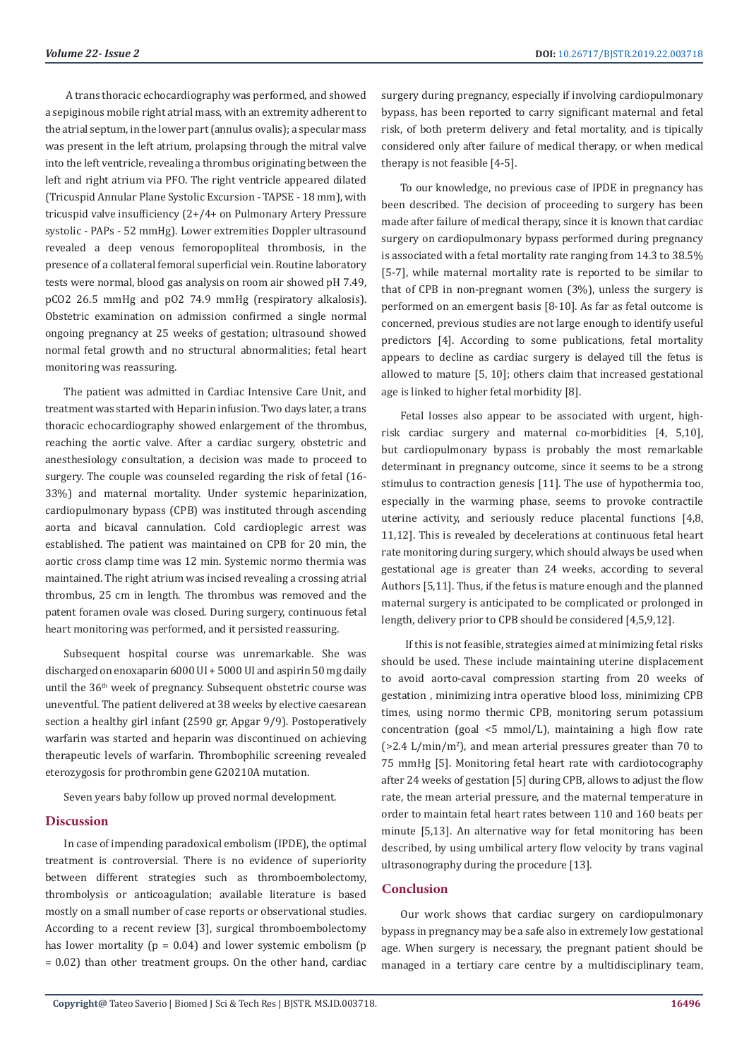A trans thoracic echocardiography was performed, and showed a sepiginous mobile right atrial mass, with an extremity adherent to the atrial septum, in the lower part (annulus ovalis); a specular mass was present in the left atrium, prolapsing through the mitral valve into the left ventricle, revealing a thrombus originating between the left and right atrium via PFO. The right ventricle appeared dilated (Tricuspid Annular Plane Systolic Excursion - TAPSE - 18 mm), with tricuspid valve insufficiency (2+/4+ on Pulmonary Artery Pressure systolic - PAPs - 52 mmHg). Lower extremities Doppler ultrasound revealed a deep venous femoropopliteal thrombosis, in the presence of a collateral femoral superficial vein. Routine laboratory tests were normal, blood gas analysis on room air showed pH 7.49, $pCO_2$ 26.5 mmHg and $pO_2$ 74.9 mmHg (respiratory alkalosis). Obstetric examination on admission confirmed a single normal ongoing pregnancy at 25 weeks of gestation; ultrasound showed normal fetal growth and no structural abnormalities; fetal heart monitoring was reassuring.

The patient was admitted in Cardiac Intensive Care Unit, and treatment was started with Heparin infusion. Two days later, a trans thoracic echocardiography showed enlargement of the thrombus, reaching the aortic valve. After a cardiac surgery, obstetric and anesthesiology consultation, a decision was made to proceed to surgery. The couple was counseled regarding the risk of fetal (16-33%) and maternal mortality. Under systemic heparinization, cardiopulmonary bypass (CPB) was instituted through ascending aorta and bicaval cannulation. Cold cardioplegic arrest was established. The patient was maintained on CPB for 20 min, the aortic cross clamp time was 12 min. Systemic normo thermia was maintained. The right atrium was incised revealing a crossing atrial thrombus, 25 cm in length. The thrombus was removed and the patent foramen ovale was closed. During surgery, continuous fetal heart monitoring was performed, and it persisted reassuring.

Subsequent hospital course was unremarkable. She was discharged on enoxaparin 6000 UI + 5000 UI and aspirin 50 mg daily until the 36th week of pregnancy. Subsequent obstetric course was uneventful. The patient delivered at 38 weeks by elective caesarean section a healthy girl infant (2590 gr, Apgar 9/9). Postoperatively warfarin was started and heparin was discontinued on achieving therapeutic levels of warfarin. Thrombophilic screening revealed eterozygosis for prothrombin gene G20210A mutation.

Seven years baby follow up proved normal development.

## Discussion

In case of impending paradoxical embolism (IPDE), the optimal treatment is controversial. There is no evidence of superiority between different strategies such as thromboembolectomy, thrombolysis or anticoagulation; available literature is based mostly on a small number of case reports or observational studies. According to a recent review [3], surgical thromboembolectomy has lower mortality ($p = 0.04$) and lower systemic embolism ($p = 0.02$) than other treatment groups. On the other hand, cardiac surgery during pregnancy, especially if involving cardiopulmonary bypass, has been reported to carry significant maternal and fetal risk, of both preterm delivery and fetal mortality, and is tipically considered only after failure of medical therapy, or when medical therapy is not feasible [4-5].

To our knowledge, no previous case of IPDE in pregnancy has been described. The decision of proceeding to surgery has been made after failure of medical therapy, since it is known that cardiac surgery on cardiopulmonary bypass performed during pregnancy is associated with a fetal mortality rate ranging from 14.3 to 38.5% [5-7], while maternal mortality rate is reported to be similar to that of CPB in non-pregnant women (3%), unless the surgery is performed on an emergent basis [8-10]. As far as fetal outcome is concerned, previous studies are not large enough to identify useful predictors [4]. According to some publications, fetal mortality appears to decline as cardiac surgery is delayed till the fetus is allowed to mature [5, 10]; others claim that increased gestational age is linked to higher fetal morbidity [8].

Fetal losses also appear to be associated with urgent, high-risk cardiac surgery and maternal co-morbidities [4, 5,10], but cardiopulmonary bypass is probably the most remarkable determinant in pregnancy outcome, since it seems to be a strong stimulus to contraction genesis [11]. The use of hypothermia too, especially in the warming phase, seems to provoke contractile uterine activity, and seriously reduce placental functions [4,8, 11,12]. This is revealed by decelerations at continuous fetal heart rate monitoring during surgery, which should always be used when gestational age is greater than 24 weeks, according to several Authors [5,11]. Thus, if the fetus is mature enough and the planned maternal surgery is anticipated to be complicated or prolonged in length, delivery prior to CPB should be considered [4,5,9,12].

If this is not feasible, strategies aimed at minimizing fetal risks should be used. These include maintaining uterine displacement to avoid aorto-caval compression starting from 20 weeks of gestation , minimizing intra operative blood loss, minimizing CPB times, using normo thermic CPB, monitoring serum potassium concentration (goal <5 mmol/L), maintaining a high flow rate (>2.4 L/min/m$^2$), and mean arterial pressures greater than 70 to 75 mmHg [5]. Monitoring fetal heart rate with cardiotocography after 24 weeks of gestation [5] during CPB, allows to adjust the flow rate, the mean arterial pressure, and the maternal temperature in order to maintain fetal heart rates between 110 and 160 beats per minute [5,13]. An alternative way for fetal monitoring has been described, by using umbilical artery flow velocity by trans vaginal ultrasonography during the procedure [13].

## Conclusion

Our work shows that cardiac surgery on cardiopulmonary bypass in pregnancy may be a safe also in extremely low gestational age. When surgery is necessary, the pregnant patient should be managed in a tertiary care centre by a multidisciplinary team,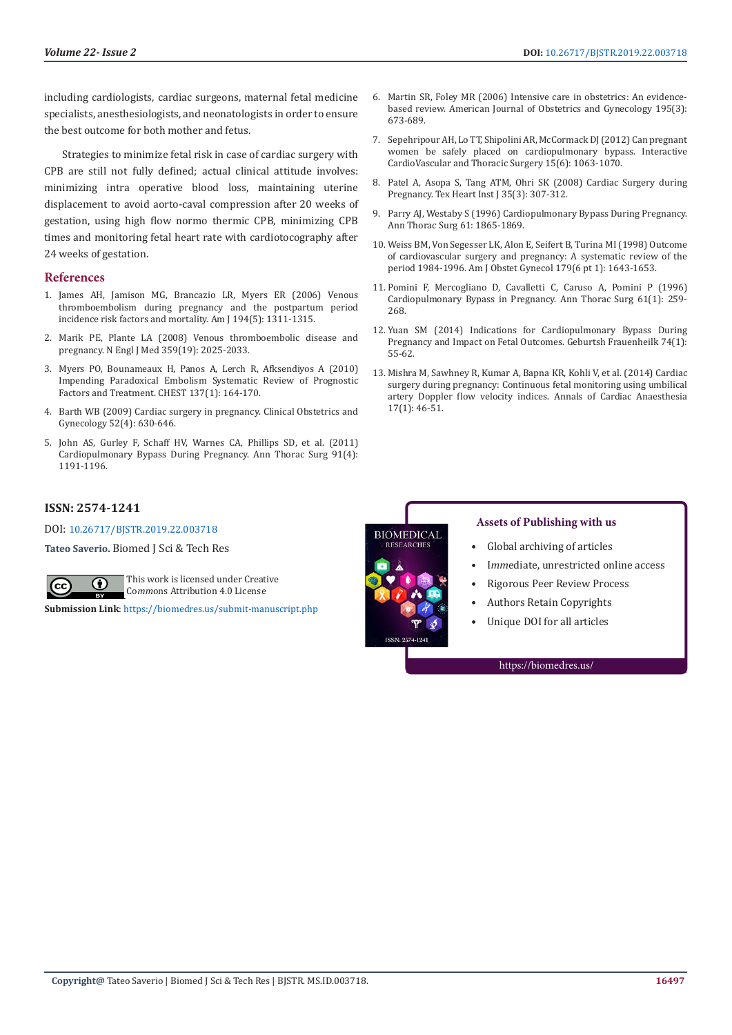including cardiologists, cardiac surgeons, maternal fetal medicine specialists, anesthesiologists, and neonatologists in order to ensure the best outcome for both mother and fetus.

Strategies to minimize fetal risk in case of cardiac surgery with CPB are still not fully defined; actual clinical attitude involves: minimizing intra operative blood loss, maintaining uterine displacement to avoid aorto-caval compression after 20 weeks of gestation, using high flow normo thermic CPB, minimizing CPB times and monitoring fetal heart rate with cardiotocography after 24 weeks of gestation.

## References

1. James AH, Jamison MG, Brancazio LR, Myers ER (2006) Venous thromboembolism during pregnancy and the postpartum period incidence risk factors and mortality. Am J 194(5): 1311-1315.
2. Marik PE, Plante LA (2008) Venous thromboembolic disease and pregnancy. N Engl J Med 359(19): 2025-2033.
3. Myers PO, Bounameaux H, Panos A, Lerch R, Afksendiyos A (2010) Impending Paradoxical Embolism Systematic Review of Prognostic Factors and Treatment. CHEST 137(1): 164-170.
4. Barth WB (2009) Cardiac surgery in pregnancy. Clinical Obstetrics and Gynecology 52(4): 630-646.
5. John AS, Gurley F, Schaff HV, Warnes CA, Phillips SD, et al. (2011) Cardiopulmonary Bypass During Pregnancy. Ann Thorac Surg 91(4): 1191-1196.
6. Martin SR, Foley MR (2006) Intensive care in obstetrics: An evidence-based review. American Journal of Obstetrics and Gynecology 195(3): 673-689.
7. Sepehripour AH, Lo TT, Shipolini AR, McCormack DJ (2012) Can pregnant women be safely placed on cardiopulmonary bypass. Interactive CardioVascular and Thoracic Surgery 15(6): 1063-1070.
8. Patel A, Asopa S, Tang ATM, Ohri SK (2008) Cardiac Surgery during Pregnancy. Tex Heart Inst J 35(3): 307-312.
9. Parry AJ, Westaby S (1996) Cardiopulmonary Bypass During Pregnancy. Ann Thorac Surg 61: 1865-1869.
10. Weiss BM, Von Segesser LK, Alon E, Seifert B, Turina MI (1998) Outcome of cardiovascular surgery and pregnancy: A systematic review of the period 1984-1996. Am J Obstet Gynecol 179(6 pt 1): 1643-1653.
11. Pomini F, Mercogliano D, Cavalletti C, Caruso A, Pomini P (1996) Cardiopulmonary Bypass in Pregnancy. Ann Thorac Surg 61(1): 259-268.
12. Yuan SM (2014) Indications for Cardiopulmonary Bypass During Pregnancy and Impact on Fetal Outcomes. Geburtsh Frauenheilk 74(1): 55-62.
13. Mishra M, Sawhney R, Kumar A, Bapna KR, Kohli V, et al. (2014) Cardiac surgery during pregnancy: Continuous fetal monitoring using umbilical artery Doppler flow velocity indices. Annals of Cardiac Anaesthesia 17(1): 46-51.

**ISSN: 2574-1241**

DOI: 10.26717/BJSTR.2019.22.003718

**Tateo Saverio.** Biomed J Sci & Tech Res

This work is licensed under Creative Commons Attribution 4.0 License

**Submission Link**: https://biomedres.us/submit-manuscript.php

**Assets of Publishing with us**

- Global archiving of articles
- Immediate, unrestricted online access
- Rigorous Peer Review Process
- Authors Retain Copyrights
- Unique DOI for all articles

https://biomedres.us/